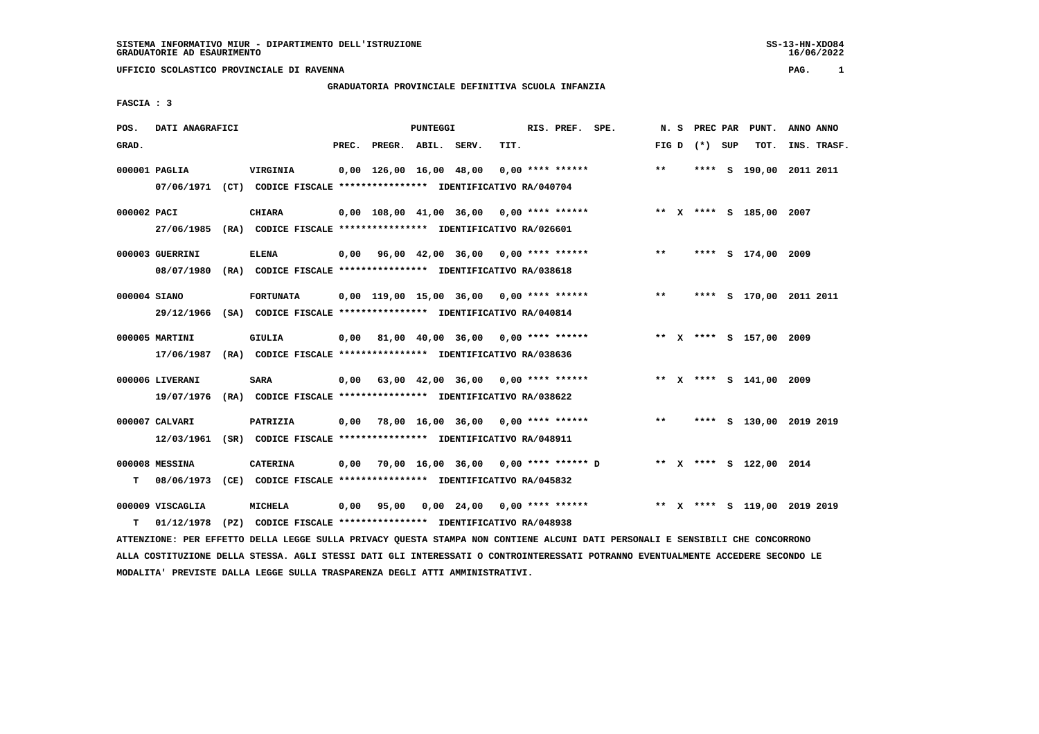SISTEMA INFORMATIVO MIUR - DIPARTIMENTO DELL'ISTRUZIONE
GRADUATORIE AD ESAURIMENTO

UFFICIO SCOLASTICO PROVINCIALE DI RAVENNA

GRADUATORIA PROVINCIALE DEFINITIVA SCUOLA INFANZIA

FASCIA : 3

| POS. GRAD. | DATI ANAGRAFICI | | PREC. | PREGR. | ABIL. | SERV. | TIT. | RIS. PREF. SPE. | N. S FIG D | PREC PAR (*) SUP | PUNT. TOT. | ANNO INS. | ANNO TRASF. |
|---|---|---|---|---|---|---|---|---|---|---|---|---|---|
| 000001 | PAGLIA | VIRGINIA | 0,00 | 126,00 | 16,00 | 48,00 | 0,00 | **** ****** | ** | **** S | 190,00 | 2011 | 2011 |
| | 07/06/1971 (CT) CODICE FISCALE **************** IDENTIFICATIVO RA/040704 | | | | | | | | | | | | |
| 000002 | PACI | CHIARA | 0,00 | 108,00 | 41,00 | 36,00 | 0,00 | **** ****** | ** X | **** S | 185,00 | 2007 | |
| | 27/06/1985 (RA) CODICE FISCALE **************** IDENTIFICATIVO RA/026601 | | | | | | | | | | | | |
| 000003 | GUERRINI | ELENA | 0,00 | 96,00 | 42,00 | 36,00 | 0,00 | **** ****** | ** | **** S | 174,00 | 2009 | |
| | 08/07/1980 (RA) CODICE FISCALE **************** IDENTIFICATIVO RA/038618 | | | | | | | | | | | | |
| 000004 | SIANO | FORTUNATA | 0,00 | 119,00 | 15,00 | 36,00 | 0,00 | **** ****** | ** | **** S | 170,00 | 2011 | 2011 |
| | 29/12/1966 (SA) CODICE FISCALE **************** IDENTIFICATIVO RA/040814 | | | | | | | | | | | | |
| 000005 | MARTINI | GIULIA | 0,00 | 81,00 | 40,00 | 36,00 | 0,00 | **** ****** | ** X | **** S | 157,00 | 2009 | |
| | 17/06/1987 (RA) CODICE FISCALE **************** IDENTIFICATIVO RA/038636 | | | | | | | | | | | | |
| 000006 | LIVERANI | SARA | 0,00 | 63,00 | 42,00 | 36,00 | 0,00 | **** ****** | ** X | **** S | 141,00 | 2009 | |
| | 19/07/1976 (RA) CODICE FISCALE **************** IDENTIFICATIVO RA/038622 | | | | | | | | | | | | |
| 000007 | CALVARI | PATRIZIA | 0,00 | 78,00 | 16,00 | 36,00 | 0,00 | **** ****** | ** | **** S | 130,00 | 2019 | 2019 |
| | 12/03/1961 (SR) CODICE FISCALE **************** IDENTIFICATIVO RA/048911 | | | | | | | | | | | | |
| 000008 | MESSINA | CATERINA | 0,00 | 70,00 | 16,00 | 36,00 | 0,00 | **** ****** D | ** X | **** S | 122,00 | 2014 | |
| T | 08/06/1973 (CE) CODICE FISCALE **************** IDENTIFICATIVO RA/045832 | | | | | | | | | | | | |
| 000009 | VISCAGLIA | MICHELA | 0,00 | 95,00 | 0,00 | 24,00 | 0,00 | **** ****** | ** X | **** S | 119,00 | 2019 | 2019 |
| T | 01/12/1978 (PZ) CODICE FISCALE **************** IDENTIFICATIVO RA/048938 | | | | | | | | | | | | |

ATTENZIONE: PER EFFETTO DELLA LEGGE SULLA PRIVACY QUESTA STAMPA NON CONTIENE ALCUNI DATI PERSONALI E SENSIBILI CHE CONCORRONO ALLA COSTITUZIONE DELLA STESSA. AGLI STESSI DATI GLI INTERESSATI O CONTROINTERESSATI POTRANNO EVENTUALMENTE ACCEDERE SECONDO LE MODALITA' PREVISTE DALLA LEGGE SULLA TRASPARENZA DEGLI ATTI AMMINISTRATIVI.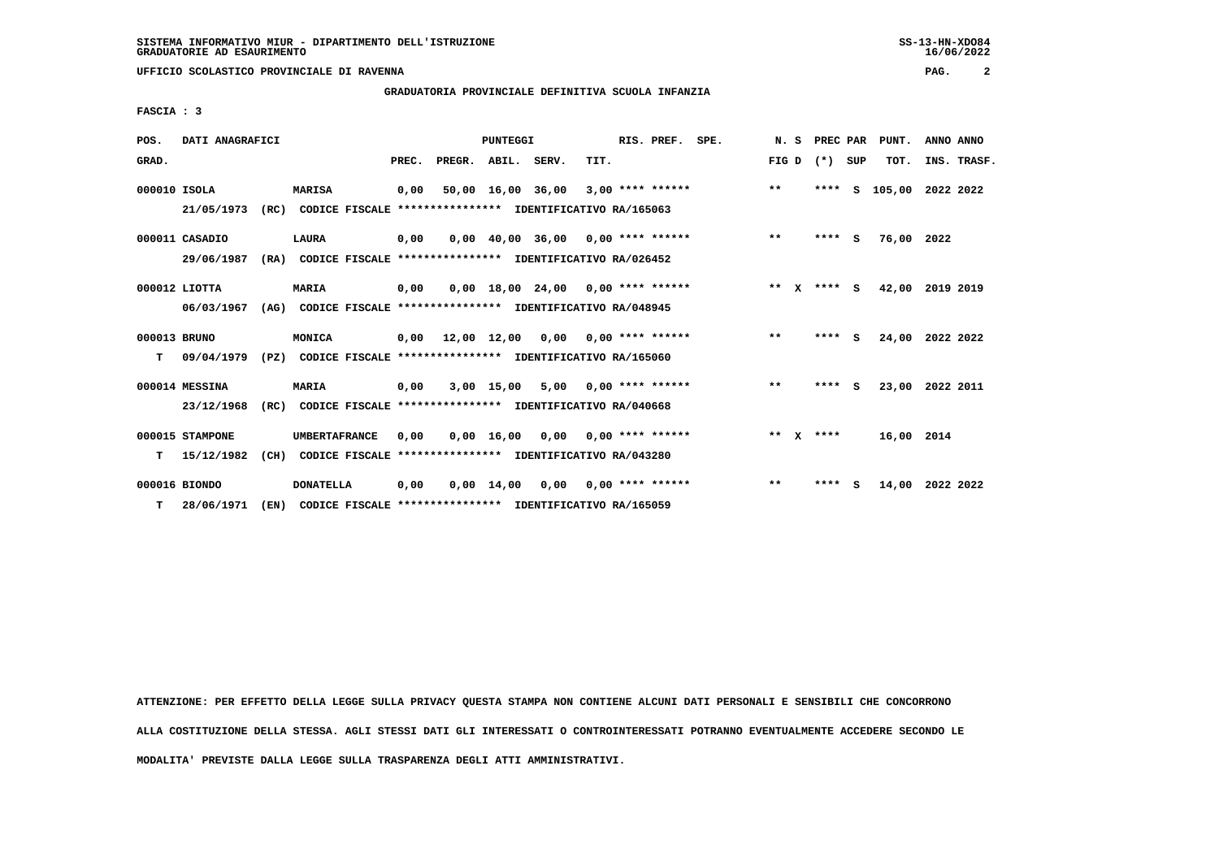SISTEMA INFORMATIVO MIUR - DIPARTIMENTO DELL'ISTRUZIONE
GRADUATORIE AD ESAURIMENTO

UFFICIO SCOLASTICO PROVINCIALE DI RAVENNA

GRADUATORIA PROVINCIALE DEFINITIVA SCUOLA INFANZIA

FASCIA : 3

| POS. GRAD. | DATI ANAGRAFICI | | PREC. | PREGR. | ABIL. | SERV. | TIT. | RIS. PREF. | SPE. | N. S FIG D | PREC PAR (*) | SUP | PUNT. TOT. | ANNO INS. | ANNO TRASF. |
|---|---|---|---|---|---|---|---|---|---|---|---|---|---|---|---|
| 000010 | ISOLA | MARISA | 0,00 | 50,00 | 16,00 | 36,00 | 3,00 | **** ****** | | ** | **** | S | 105,00 | 2022 | 2022 |
| | 21/05/1973 (RC) CODICE FISCALE **************** IDENTIFICATIVO RA/165063 | | | | | | | | | | | | | | |
| 000011 | CASADIO | LAURA | 0,00 | 0,00 | 40,00 | 36,00 | 0,00 | **** ****** | | ** | **** | S | 76,00 | 2022 | |
| | 29/06/1987 (RA) CODICE FISCALE **************** IDENTIFICATIVO RA/026452 | | | | | | | | | | | | | | |
| 000012 | LIOTTA | MARIA | 0,00 | 0,00 | 18,00 | 24,00 | 0,00 | **** ****** | | ** X | **** | S | 42,00 | 2019 | 2019 |
| | 06/03/1967 (AG) CODICE FISCALE **************** IDENTIFICATIVO RA/048945 | | | | | | | | | | | | | | |
| 000013 | BRUNO | MONICA | 0,00 | 12,00 | 12,00 | 0,00 | 0,00 | **** ****** | | ** | **** | S | 24,00 | 2022 | 2022 |
| T | 09/04/1979 (PZ) CODICE FISCALE **************** IDENTIFICATIVO RA/165060 | | | | | | | | | | | | | | |
| 000014 | MESSINA | MARIA | 0,00 | 3,00 | 15,00 | 5,00 | 0,00 | **** ****** | | ** | **** | S | 23,00 | 2022 | 2011 |
| | 23/12/1968 (RC) CODICE FISCALE **************** IDENTIFICATIVO RA/040668 | | | | | | | | | | | | | | |
| 000015 | STAMPONE | UMBERTAFRANCE | 0,00 | 0,00 | 16,00 | 0,00 | 0,00 | **** ****** | | ** X | **** | | 16,00 | 2014 | |
| T | 15/12/1982 (CH) CODICE FISCALE **************** IDENTIFICATIVO RA/043280 | | | | | | | | | | | | | | |
| 000016 | BIONDO | DONATELLA | 0,00 | 0,00 | 14,00 | 0,00 | 0,00 | **** ****** | | ** | **** | S | 14,00 | 2022 | 2022 |
| T | 28/06/1971 (EN) CODICE FISCALE **************** IDENTIFICATIVO RA/165059 | | | | | | | | | | | | | | |

ATTENZIONE: PER EFFETTO DELLA LEGGE SULLA PRIVACY QUESTA STAMPA NON CONTIENE ALCUNI DATI PERSONALI E SENSIBILI CHE CONCORRONO ALLA COSTITUZIONE DELLA STESSA. AGLI STESSI DATI GLI INTERESSATI O CONTROINTERESSATI POTRANNO EVENTUALMENTE ACCEDERE SECONDO LE MODALITA' PREVISTE DALLA LEGGE SULLA TRASPARENZA DEGLI ATTI AMMINISTRATIVI.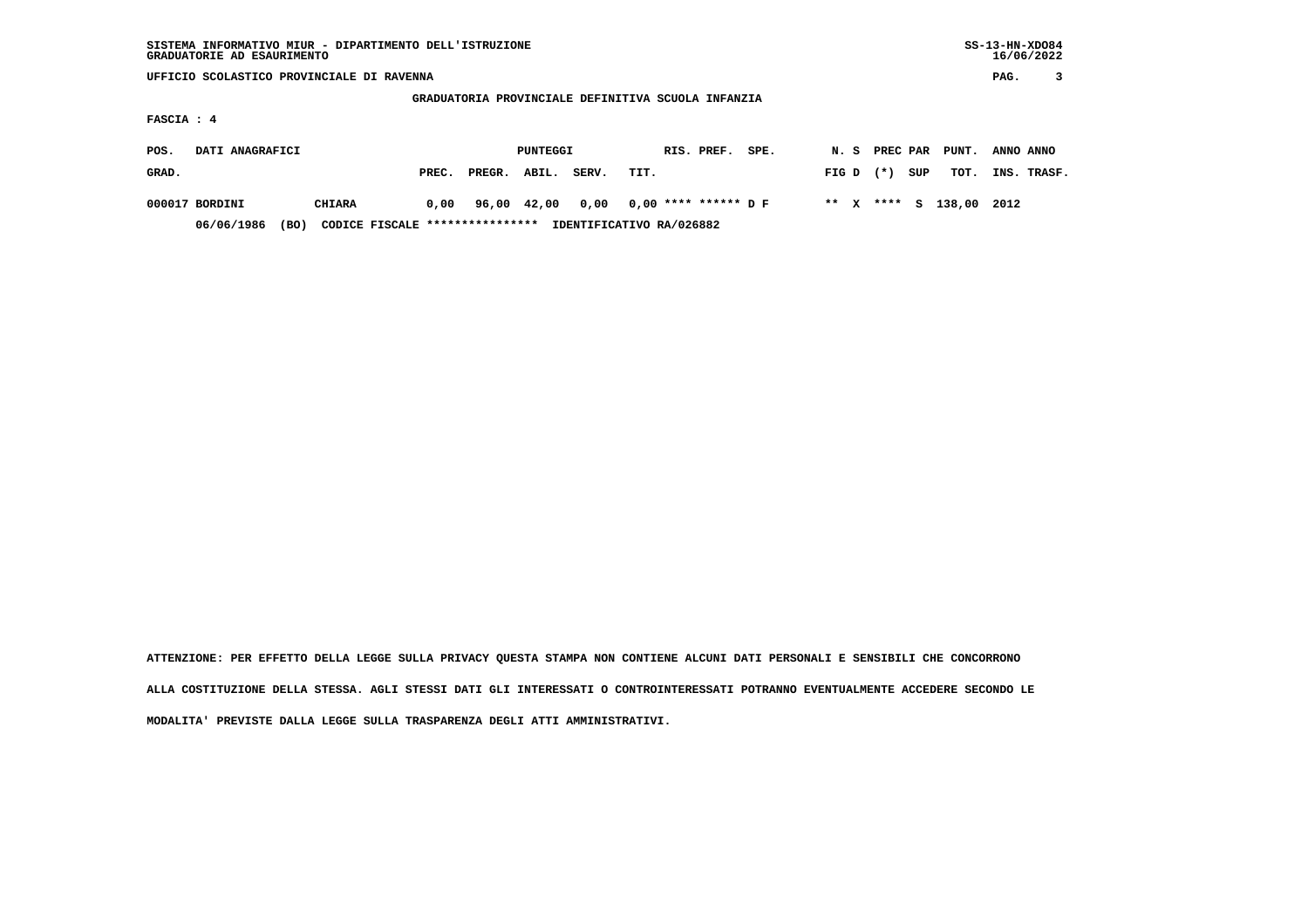SISTEMA INFORMATIVO MIUR - DIPARTIMENTO DELL'ISTRUZIONE
GRADUATORIE AD ESAURIMENTO

SS-13-HN-XDO84
16/06/2022

UFFICIO SCOLASTICO PROVINCIALE DI RAVENNA

## GRADUATORIA PROVINCIALE DEFINITIVA SCUOLA INFANZIA

**FASCIA : 4**

| POS. GRAD. | DATI ANAGRAFICI | | PUNTEGGI PREC. | PREGR. | ABIL. | SERV. | TIT. | RIS. PREF. | | SPE. | N. S FIG D | PREC PAR (*) SUP | PUNT. TOT. | ANNO INS. | ANNO TRASF. |
|---|---|---|---|---|---|---|---|---|---|---|---|---|---|---|---|
| 000017 | BORDINI | CHIARA | 0,00 | 96,00 | 42,00 | 0,00 | 0,00 | **** | ****** | D F | ** X | **** S | 138,00 | 2012 | |
| | 06/06/1986 (BO) | CODICE FISCALE **************** | IDENTIFICATIVO RA/026882 | | | | | | | | | | | | |

ATTENZIONE: PER EFFETTO DELLA LEGGE SULLA PRIVACY QUESTA STAMPA NON CONTIENE ALCUNI DATI PERSONALI E SENSIBILI CHE CONCORRONO ALLA COSTITUZIONE DELLA STESSA. AGLI STESSI DATI GLI INTERESSATI O CONTROINTERESSATI POTRANNO EVENTUALMENTE ACCEDERE SECONDO LE MODALITA' PREVISTE DALLA LEGGE SULLA TRASPARENZA DEGLI ATTI AMMINISTRATIVI.